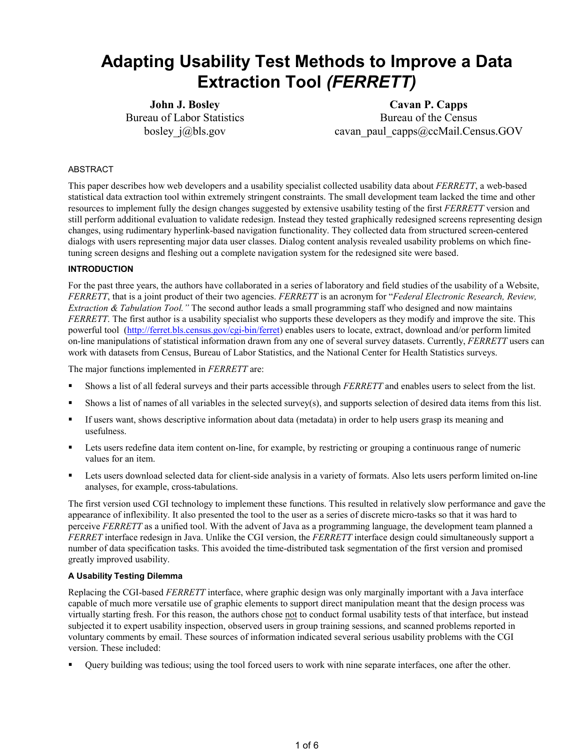# Adapting Usability Test Methods to Improve a Data Extraction Tool *(FERRETT)*

**John J. Bosley**
Bureau of Labor Statistics
bosley_j@bls.gov

**Cavan P. Capps**
Bureau of the Census
cavan_paul_capps@ccMail.Census.GOV

ABSTRACT

This paper describes how web developers and a usability specialist collected usability data about *FERRETT*, a web-based statistical data extraction tool within extremely stringent constraints. The small development team lacked the time and other resources to implement fully the design changes suggested by extensive usability testing of the first *FERRETT* version and still perform additional evaluation to validate redesign. Instead they tested graphically redesigned screens representing design changes, using rudimentary hyperlink-based navigation functionality. They collected data from structured screen-centered dialogs with users representing major data user classes. Dialog content analysis revealed usability problems on which fine-tuning screen designs and fleshing out a complete navigation system for the redesigned site were based.

## INTRODUCTION

For the past three years, the authors have collaborated in a series of laboratory and field studies of the usability of a Website, *FERRETT*, that is a joint product of their two agencies. *FERRETT* is an acronym for "*Federal Electronic Research, Review, Extraction & Tabulation Tool."* The second author leads a small programming staff who designed and now maintains *FERRETT*. The first author is a usability specialist who supports these developers as they modify and improve the site. This powerful tool (http://ferret.bls.census.gov/cgi-bin/ferret) enables users to locate, extract, download and/or perform limited on-line manipulations of statistical information drawn from any one of several survey datasets. Currently, *FERRETT* users can work with datasets from Census, Bureau of Labor Statistics, and the National Center for Health Statistics surveys.

The major functions implemented in *FERRETT* are:

- Shows a list of all federal surveys and their parts accessible through *FERRETT* and enables users to select from the list.
- Shows a list of names of all variables in the selected survey(s), and supports selection of desired data items from this list.
- If users want, shows descriptive information about data (metadata) in order to help users grasp its meaning and usefulness.
- Lets users redefine data item content on-line, for example, by restricting or grouping a continuous range of numeric values for an item.
- Lets users download selected data for client-side analysis in a variety of formats. Also lets users perform limited on-line analyses, for example, cross-tabulations.

The first version used CGI technology to implement these functions. This resulted in relatively slow performance and gave the appearance of inflexibility. It also presented the tool to the user as a series of discrete micro-tasks so that it was hard to perceive *FERRETT* as a unified tool. With the advent of Java as a programming language, the development team planned a *FERRET* interface redesign in Java. Unlike the CGI version, the *FERRETT* interface design could simultaneously support a number of data specification tasks. This avoided the time-distributed task segmentation of the first version and promised greatly improved usability.

### A Usability Testing Dilemma

Replacing the CGI-based *FERRETT* interface, where graphic design was only marginally important with a Java interface capable of much more versatile use of graphic elements to support direct manipulation meant that the design process was virtually starting fresh. For this reason, the authors chose not to conduct formal usability tests of that interface, but instead subjected it to expert usability inspection, observed users in group training sessions, and scanned problems reported in voluntary comments by email. These sources of information indicated several serious usability problems with the CGI version. These included:

- Query building was tedious; using the tool forced users to work with nine separate interfaces, one after the other.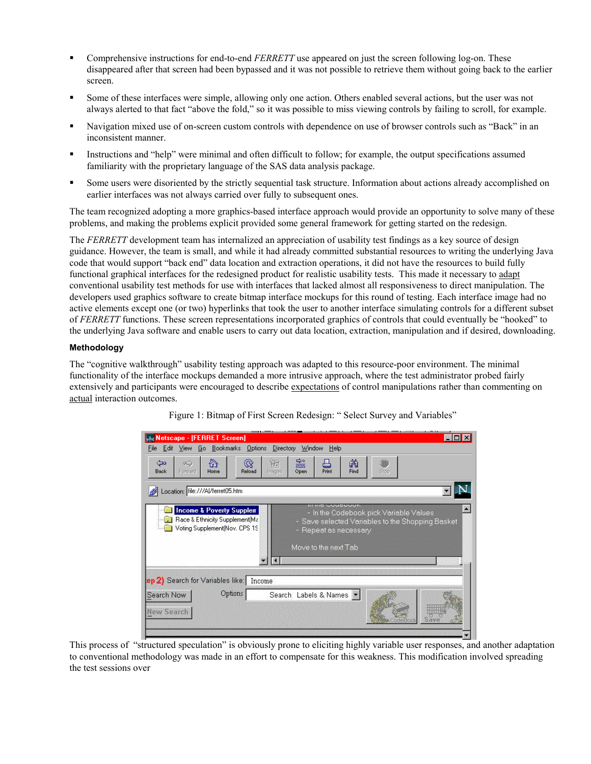- Comprehensive instructions for end-to-end *FERRETT* use appeared on just the screen following log-on. These disappeared after that screen had been bypassed and it was not possible to retrieve them without going back to the earlier screen.
- Some of these interfaces were simple, allowing only one action. Others enabled several actions, but the user was not always alerted to that fact "above the fold," so it was possible to miss viewing controls by failing to scroll, for example.
- Navigation mixed use of on-screen custom controls with dependence on use of browser controls such as "Back" in an inconsistent manner.
- Instructions and "help" were minimal and often difficult to follow; for example, the output specifications assumed familiarity with the proprietary language of the SAS data analysis package.
- Some users were disoriented by the strictly sequential task structure. Information about actions already accomplished on earlier interfaces was not always carried over fully to subsequent ones.

The team recognized adopting a more graphics-based interface approach would provide an opportunity to solve many of these problems, and making the problems explicit provided some general framework for getting started on the redesign.

The *FERRETT* development team has internalized an appreciation of usability test findings as a key source of design guidance. However, the team is small, and while it had already committed substantial resources to writing the underlying Java code that would support "back end" data location and extraction operations, it did not have the resources to build fully functional graphical interfaces for the redesigned product for realistic usability tests. This made it necessary to adapt conventional usability test methods for use with interfaces that lacked almost all responsiveness to direct manipulation. The developers used graphics software to create bitmap interface mockups for this round of testing. Each interface image had no active elements except one (or two) hyperlinks that took the user to another interface simulating controls for a different subset of *FERRETT* functions. These screen representations incorporated graphics of controls that could eventually be "hooked" to the underlying Java software and enable users to carry out data location, extraction, manipulation and if desired, downloading.

### Methodology

The "cognitive walkthrough" usability testing approach was adapted to this resource-poor environment. The minimal functionality of the interface mockups demanded a more intrusive approach, where the test administrator probed fairly extensively and participants were encouraged to describe expectations of control manipulations rather than commenting on actual interaction outcomes.

Figure 1: Bitmap of First Screen Redesign: " Select Survey and Variables"

This process of "structured speculation" is obviously prone to eliciting highly variable user responses, and another adaptation to conventional methodology was made in an effort to compensate for this weakness. This modification involved spreading the test sessions over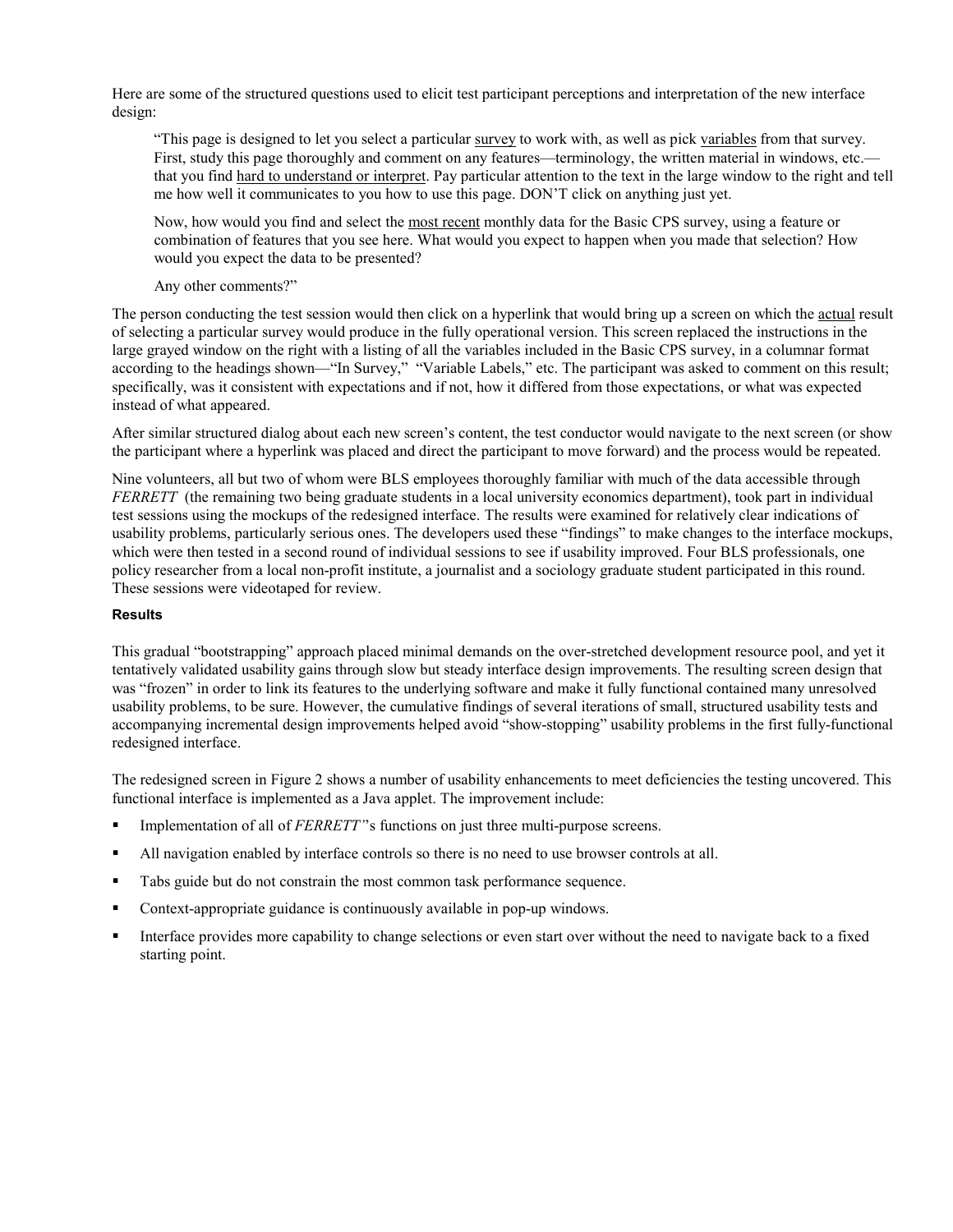Here are some of the structured questions used to elicit test participant perceptions and interpretation of the new interface design:

> "This page is designed to let you select a particular <u>survey</u> to work with, as well as pick <u>variables</u> from that survey. First, study this page thoroughly and comment on any features—terminology, the written material in windows, etc.—that you find <u>hard to understand or interpret</u>. Pay particular attention to the text in the large window to the right and tell me how well it communicates to you how to use this page. DON'T click on anything just yet.
>
> Now, how would you find and select the <u>most recent</u> monthly data for the Basic CPS survey, using a feature or combination of features that you see here. What would you expect to happen when you made that selection? How would you expect the data to be presented?
>
> Any other comments?"

The person conducting the test session would then click on a hyperlink that would bring up a screen on which the <u>actual</u> result of selecting a particular survey would produce in the fully operational version. This screen replaced the instructions in the large grayed window on the right with a listing of all the variables included in the Basic CPS survey, in a columnar format according to the headings shown—"In Survey," "Variable Labels," etc. The participant was asked to comment on this result; specifically, was it consistent with expectations and if not, how it differed from those expectations, or what was expected instead of what appeared.

After similar structured dialog about each new screen's content, the test conductor would navigate to the next screen (or show the participant where a hyperlink was placed and direct the participant to move forward) and the process would be repeated.

Nine volunteers, all but two of whom were BLS employees thoroughly familiar with much of the data accessible through *FERRETT* (the remaining two being graduate students in a local university economics department), took part in individual test sessions using the mockups of the redesigned interface. The results were examined for relatively clear indications of usability problems, particularly serious ones. The developers used these "findings" to make changes to the interface mockups, which were then tested in a second round of individual sessions to see if usability improved. Four BLS professionals, one policy researcher from a local non-profit institute, a journalist and a sociology graduate student participated in this round. These sessions were videotaped for review.

#### Results

This gradual "bootstrapping" approach placed minimal demands on the over-stretched development resource pool, and yet it tentatively validated usability gains through slow but steady interface design improvements. The resulting screen design that was "frozen" in order to link its features to the underlying software and make it fully functional contained many unresolved usability problems, to be sure. However, the cumulative findings of several iterations of small, structured usability tests and accompanying incremental design improvements helped avoid "show-stopping" usability problems in the first fully-functional redesigned interface.

The redesigned screen in Figure 2 shows a number of usability enhancements to meet deficiencies the testing uncovered. This functional interface is implemented as a Java applet. The improvement include:

- Implementation of all of *FERRETT"*s functions on just three multi-purpose screens.
- All navigation enabled by interface controls so there is no need to use browser controls at all.
- Tabs guide but do not constrain the most common task performance sequence.
- Context-appropriate guidance is continuously available in pop-up windows.
- Interface provides more capability to change selections or even start over without the need to navigate back to a fixed starting point.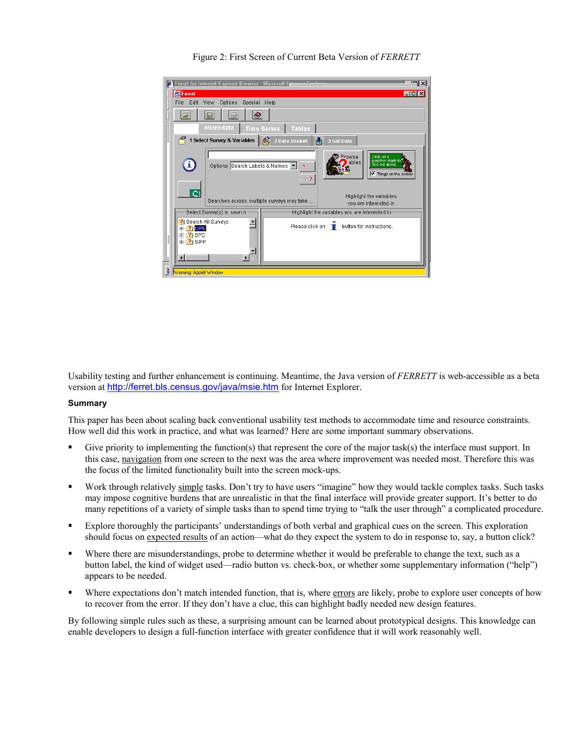Figure 2: First Screen of Current Beta Version of *FERRETT*

Usability testing and further enhancement is continuing. Meantime, the Java version of *FERRETT* is web-accessible as a beta version at http://ferret.bls.census.gov/java/msie.htm for Internet Explorer.

**Summary**

This paper has been about scaling back conventional usability test methods to accommodate time and resource constraints. How well did this work in practice, and what was learned? Here are some important summary observations.

- Give priority to implementing the function(s) that represent the core of the major task(s) the interface must support. In this case, navigation from one screen to the next was the area where improvement was needed most. Therefore this was the focus of the limited functionality built into the screen mock-ups.
- Work through relatively simple tasks. Don't try to have users "imagine" how they would tackle complex tasks. Such tasks may impose cognitive burdens that are unrealistic in that the final interface will provide greater support. It's better to do many repetitions of a variety of simple tasks than to spend time trying to "talk the user through" a complicated procedure.
- Explore thoroughly the participants' understandings of both verbal and graphical cues on the screen. This exploration should focus on expected results of an action—what do they expect the system to do in response to, say, a button click?
- Where there are misunderstandings, probe to determine whether it would be preferable to change the text, such as a button label, the kind of widget used—radio button vs. check-box, or whether some supplementary information ("help") appears to be needed.
- Where expectations don't match intended function, that is, where errors are likely, probe to explore user concepts of how to recover from the error. If they don't have a clue, this can highlight badly needed new design features.

By following simple rules such as these, a surprising amount can be learned about prototypical designs. This knowledge can enable developers to design a full-function interface with greater confidence that it will work reasonably well.